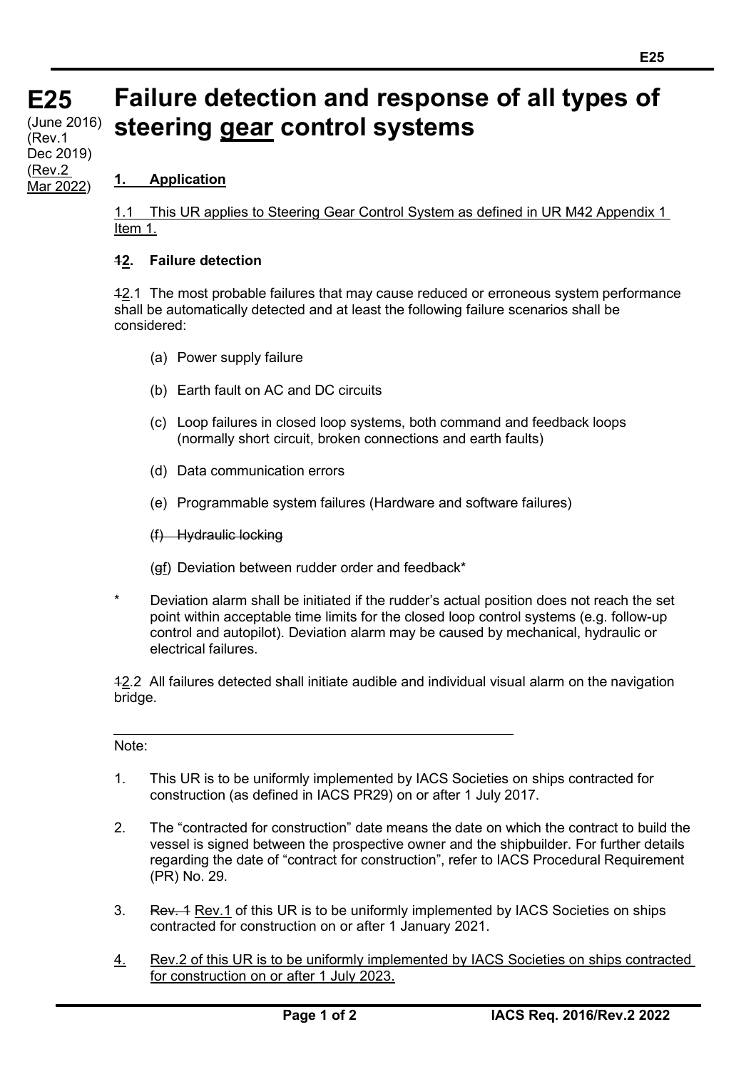# E25 Failure detection and response of all types of steering gear control systems

(June 2016) (Rev.1 Dec 2019) (Rev.2 Mar 2022)

## 1. Application

1.1 This UR applies to Steering Gear Control System as defined in UR M42 Appendix 1 Item 1.

## 2. Failure detection

2.1 The most probable failures that may cause reduced or erroneous system performance shall be automatically detected and at least the following failure scenarios shall be considered:

- (a) Power supply failure
- (b) Earth fault on AC and DC circuits
- (c) Loop failures in closed loop systems, both command and feedback loops (normally short circuit, broken connections and earth faults)
- (d) Data communication errors
- (e) Programmable system failures (Hardware and software failures)
- (f) Deviation between rudder order and feedback*

\* Deviation alarm shall be initiated if the rudder's actual position does not reach the set point within acceptable time limits for the closed loop control systems (e.g. follow-up control and autopilot). Deviation alarm may be caused by mechanical, hydraulic or electrical failures.

2.2 All failures detected shall initiate audible and individual visual alarm on the navigation bridge.

---

Note:

1. This UR is to be uniformly implemented by IACS Societies on ships contracted for construction (as defined in IACS PR29) on or after 1 July 2017.
2. The "contracted for construction" date means the date on which the contract to build the vessel is signed between the prospective owner and the shipbuilder. For further details regarding the date of "contract for construction", refer to IACS Procedural Requirement (PR) No. 29.
3. Rev.1 of this UR is to be uniformly implemented by IACS Societies on ships contracted for construction on or after 1 January 2021.
4. Rev.2 of this UR is to be uniformly implemented by IACS Societies on ships contracted for construction on or after 1 July 2023.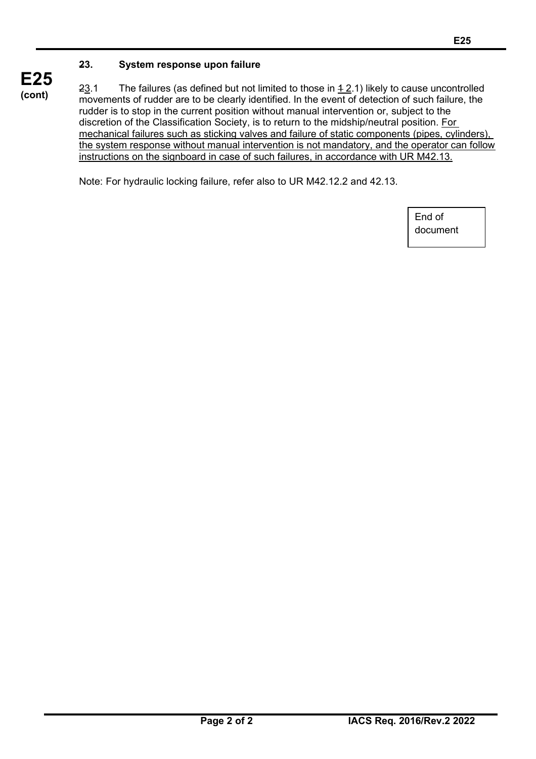**E25 (cont)**

### ~~2~~3. System response upon failure

~~2~~3.1 The failures (as defined but not limited to those in ~~1~~ 2.1) likely to cause uncontrolled movements of rudder are to be clearly identified. In the event of detection of such failure, the rudder is to stop in the current position without manual intervention or, subject to the discretion of the Classification Society, is to return to the midship/neutral position. For mechanical failures such as sticking valves and failure of static components (pipes, cylinders), the system response without manual intervention is not mandatory, and the operator can follow instructions on the signboard in case of such failures, in accordance with UR M42.13.

Note: For hydraulic locking failure, refer also to UR M42.12.2 and 42.13.

End of document